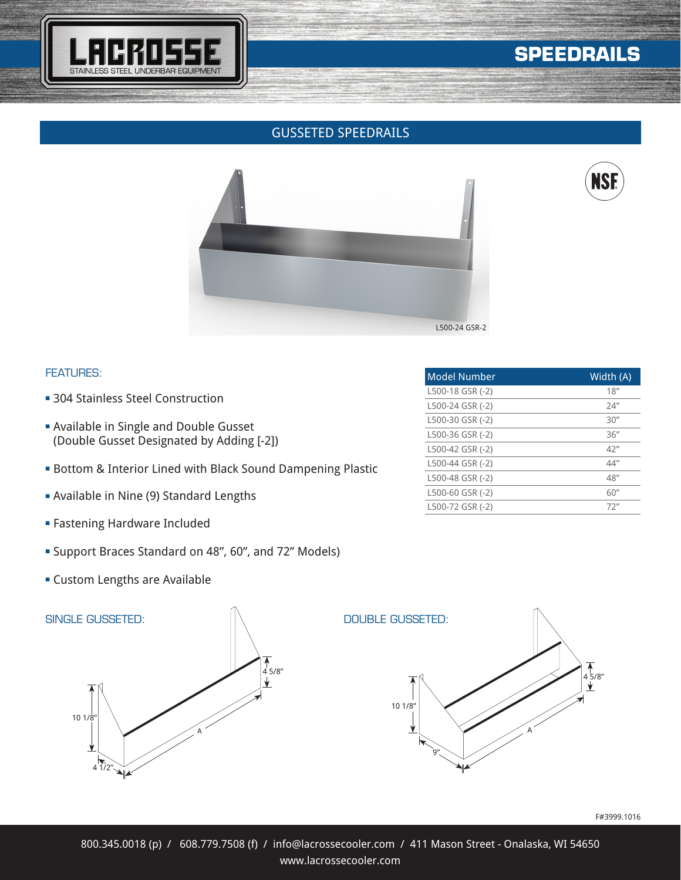# SPEEDRAILS

LACROSSE
STAINLESS STEEL UNDERBAR EQUIPMENT

## GUSSETED SPEEDRAILS

L500-24 GSR-2

### FEATURES:

- 304 Stainless Steel Construction
- Available in Single and Double Gusset (Double Gusset Designated by Adding [-2])
- Bottom & Interior Lined with Black Sound Dampening Plastic
- Available in Nine (9) Standard Lengths
- Fastening Hardware Included
- Support Braces Standard on 48", 60", and 72" Models)
- Custom Lengths are Available

| Model Number | Width (A) |
|---|---|
| L500-18 GSR (-2) | 18" |
| L500-24 GSR (-2) | 24" |
| L500-30 GSR (-2) | 30" |
| L500-36 GSR (-2) | 36" |
| L500-42 GSR (-2) | 42" |
| L500-44 GSR (-2) | 44" |
| L500-48 GSR (-2) | 48" |
| L500-60 GSR (-2) | 60" |
| L500-72 GSR (-2) | 72" |

### SINGLE GUSSETED:

10 1/8"
4 5/8"
A
4 1/2"

### DOUBLE GUSSETED:

10 1/8"
4 5/8"
A
9"

F#3999.1016

800.345.0018 (p) / 608.779.7508 (f) / info@lacrossecooler.com / 411 Mason Street - Onalaska, WI 54650
www.lacrossecooler.com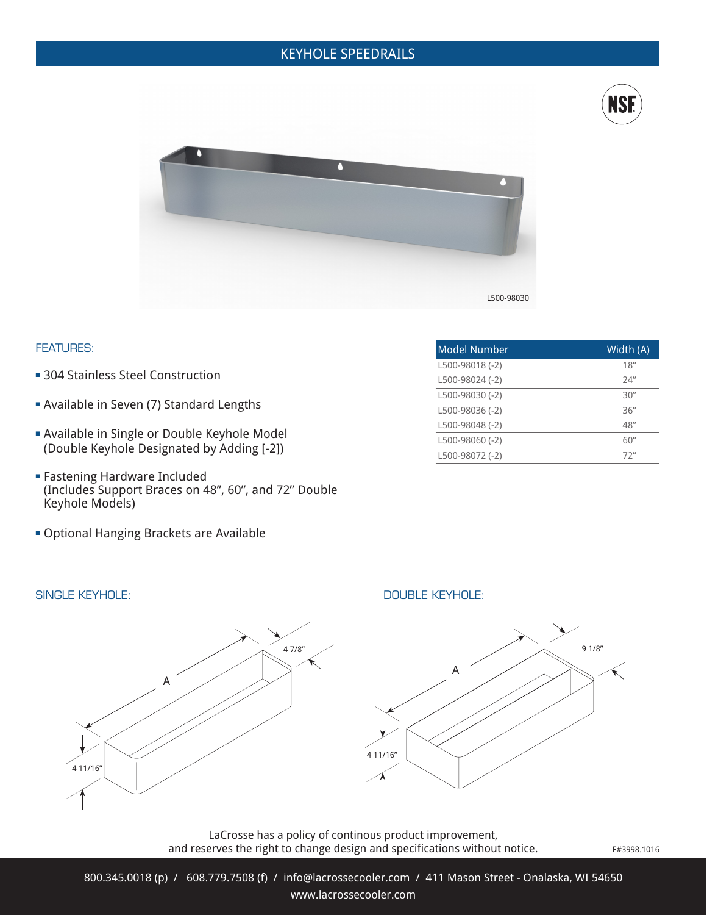# KEYHOLE SPEEDRAILS

L500-98030

## FEATURES:

- 304 Stainless Steel Construction
- Available in Seven (7) Standard Lengths
- Available in Single or Double Keyhole Model (Double Keyhole Designated by Adding [-2])
- Fastening Hardware Included (Includes Support Braces on 48", 60", and 72" Double Keyhole Models)
- Optional Hanging Brackets are Available

| Model Number | Width (A) |
|---|---|
| L500-98018 (-2) | 18" |
| L500-98024 (-2) | 24" |
| L500-98030 (-2) | 30" |
| L500-98036 (-2) | 36" |
| L500-98048 (-2) | 48" |
| L500-98060 (-2) | 60" |
| L500-98072 (-2) | 72" |

## SINGLE KEYHOLE:

A

4 7/8"

4 11/16"

## DOUBLE KEYHOLE:

A

9 1/8"

4 11/16"

LaCrosse has a policy of continous product improvement, and reserves the right to change design and specifications without notice.

F#3998.1016

800.345.0018 (p) / 608.779.7508 (f) / info@lacrossecooler.com / 411 Mason Street - Onalaska, WI 54650
www.lacrossecooler.com